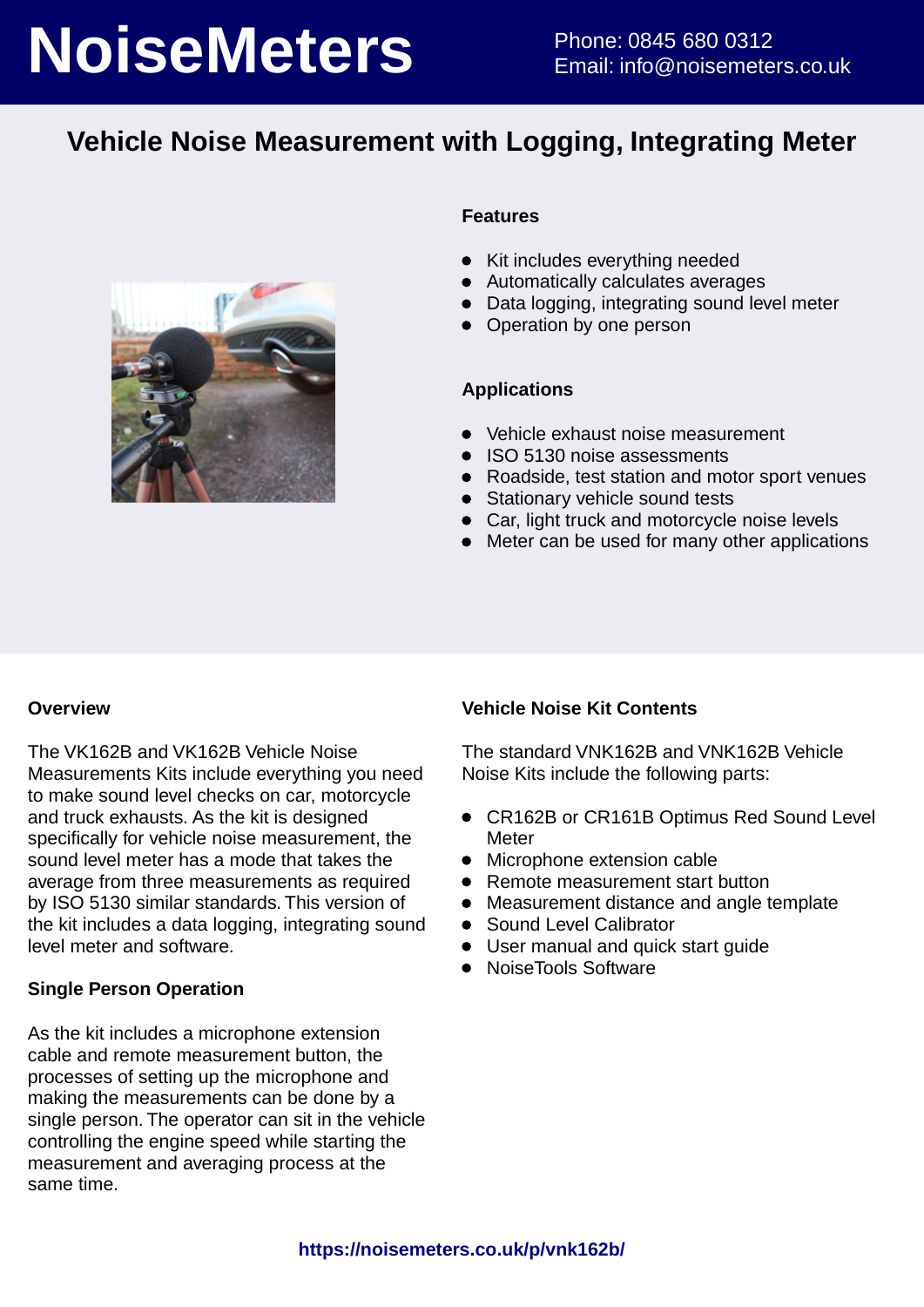# NoiseMeters

Phone: 0845 680 0312
Email: info@noisemeters.co.uk

## Vehicle Noise Measurement with Logging, Integrating Meter

### Features

- Kit includes everything needed
- Automatically calculates averages
- Data logging, integrating sound level meter
- Operation by one person

### Applications

- Vehicle exhaust noise measurement
- ISO 5130 noise assessments
- Roadside, test station and motor sport venues
- Stationary vehicle sound tests
- Car, light truck and motorcycle noise levels
- Meter can be used for many other applications

### Overview

The VK162B and VK162B Vehicle Noise Measurements Kits include everything you need to make sound level checks on car, motorcycle and truck exhausts. As the kit is designed specifically for vehicle noise measurement, the sound level meter has a mode that takes the average from three measurements as required by ISO 5130 similar standards. This version of the kit includes a data logging, integrating sound level meter and software.

### Single Person Operation

As the kit includes a microphone extension cable and remote measurement button, the processes of setting up the microphone and making the measurements can be done by a single person. The operator can sit in the vehicle controlling the engine speed while starting the measurement and averaging process at the same time.

### Vehicle Noise Kit Contents

The standard VNK162B and VNK162B Vehicle Noise Kits include the following parts:

- CR162B or CR161B Optimus Red Sound Level Meter
- Microphone extension cable
- Remote measurement start button
- Measurement distance and angle template
- Sound Level Calibrator
- User manual and quick start guide
- NoiseTools Software

**https://noisemeters.co.uk/p/vnk162b/**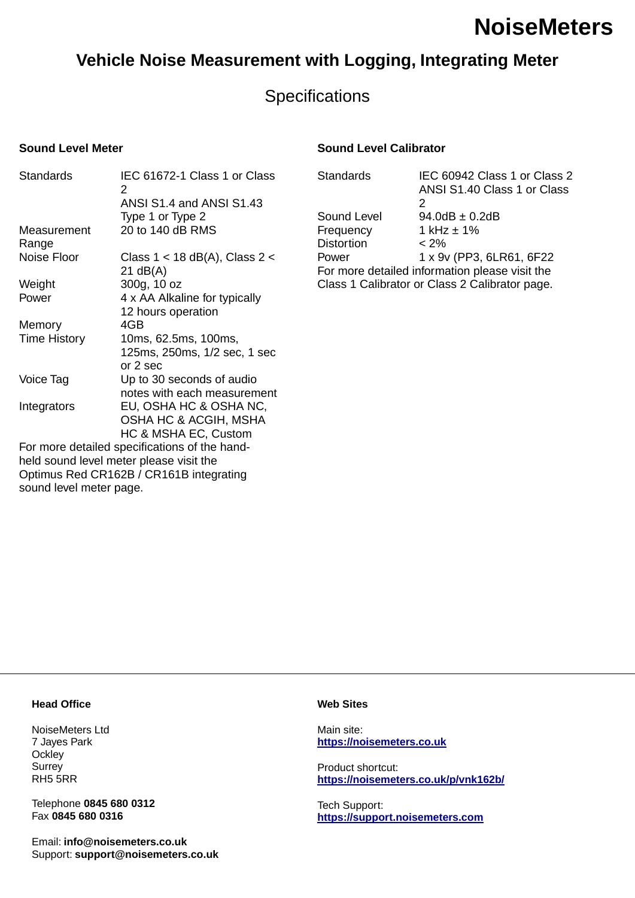# NoiseMeters

## Vehicle Noise Measurement with Logging, Integrating Meter

### Specifications

#### Sound Level Meter

| | |
|---|---|
| Standards | IEC 61672-1 Class 1 or Class 2<br>ANSI S1.4 and ANSI S1.43 Type 1 or Type 2 |
| Measurement Range | 20 to 140 dB RMS |
| Noise Floor | Class 1 < 18 dB(A), Class 2 < 21 dB(A) |
| Weight | 300g, 10 oz |
| Power | 4 x AA Alkaline for typically 12 hours operation |
| Memory | 4GB |
| Time History | 10ms, 62.5ms, 100ms, 125ms, 250ms, 1/2 sec, 1 sec or 2 sec |
| Voice Tag | Up to 30 seconds of audio notes with each measurement |
| Integrators | EU, OSHA HC & OSHA NC, OSHA HC & ACGIH, MSHA HC & MSHA EC, Custom |

For more detailed specifications of the hand-held sound level meter please visit the Optimus Red CR162B / CR161B integrating sound level meter page.

#### Sound Level Calibrator

| | |
|---|---|
| Standards | IEC 60942 Class 1 or Class 2<br>ANSI S1.40 Class 1 or Class 2 |
| Sound Level | 94.0dB ± 0.2dB |
| Frequency | 1 kHz ± 1% |
| Distortion | < 2% |
| Power | 1 x 9v (PP3, 6LR61, 6F22 |

For more detailed information please visit the Class 1 Calibrator or Class 2 Calibrator page.

**Head Office**

NoiseMeters Ltd
7 Jayes Park
Ockley
Surrey
RH5 5RR

Telephone **0845 680 0312**
Fax **0845 680 0316**

Email: **info@noisemeters.co.uk**
Support: **support@noisemeters.co.uk**

**Web Sites**

Main site:
**https://noisemeters.co.uk**

Product shortcut:
**https://noisemeters.co.uk/p/vnk162b/**

Tech Support:
**https://support.noisemeters.com**